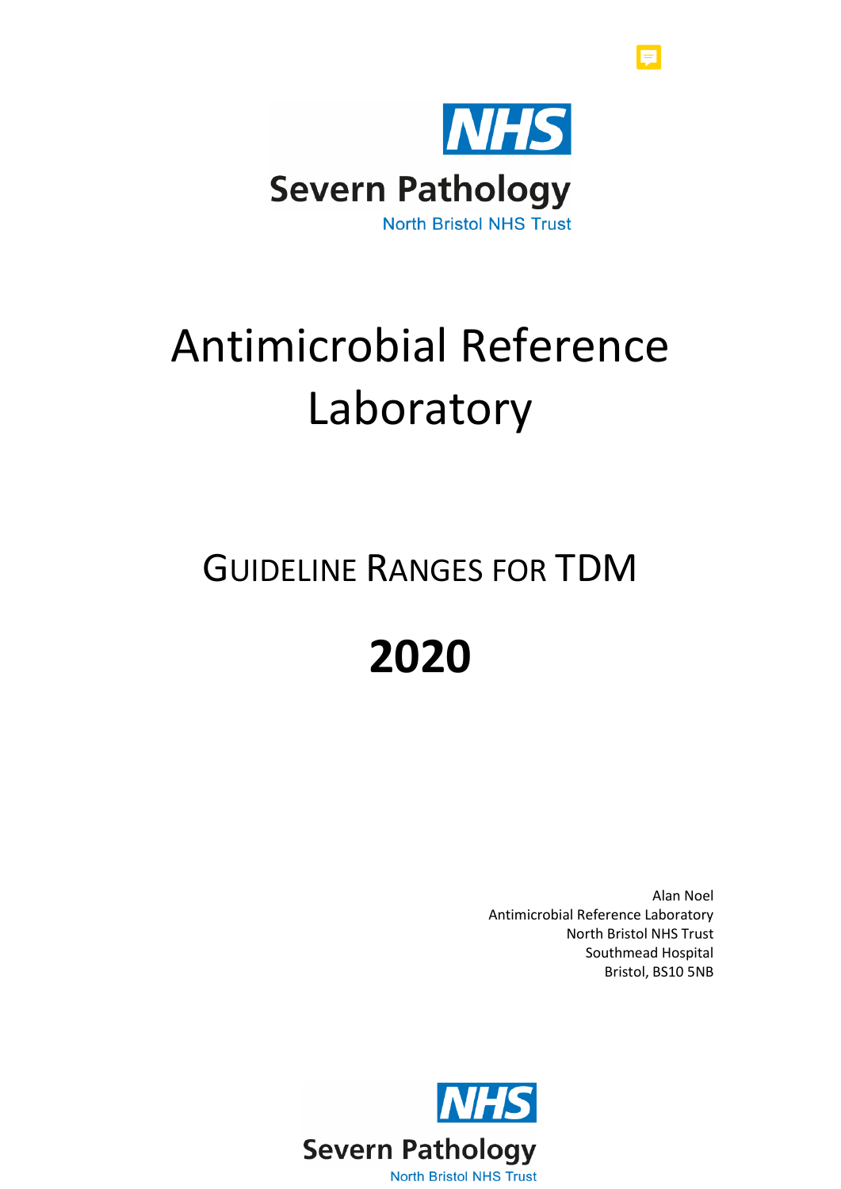NHS
Severn Pathology
North Bristol NHS Trust

# Antimicrobial Reference Laboratory

## GUIDELINE RANGES FOR TDM

# 2020

Alan Noel
Antimicrobial Reference Laboratory
North Bristol NHS Trust
Southmead Hospital
Bristol, BS10 5NB

NHS
Severn Pathology
North Bristol NHS Trust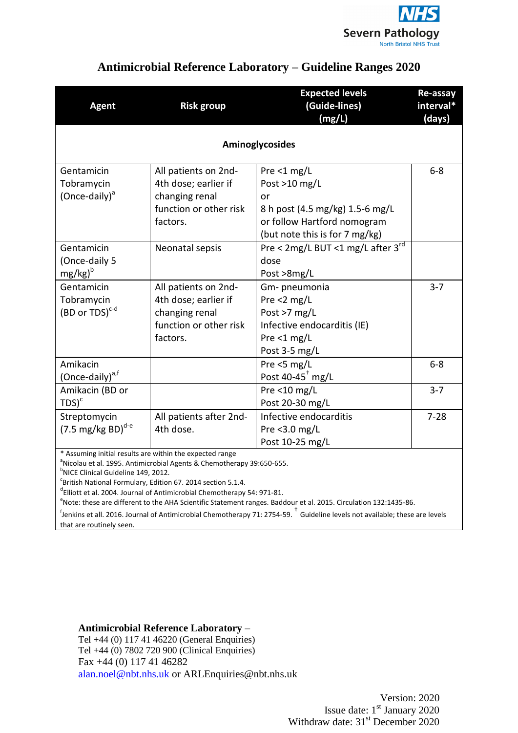# Antimicrobial Reference Laboratory – Guideline Ranges 2020

| Agent | Risk group | Expected levels (Guide-lines) (mg/L) | Re-assay interval* (days) |
|---|---|---|---|
| **Aminoglycosides** | | | |
| Gentamicin Tobramycin (Once-daily)[a] | All patients on 2nd-4th dose; earlier if changing renal function or other risk factors. | Pre <1 mg/L<br>Post >10 mg/L<br>or<br>8 h post (4.5 mg/kg) 1.5-6 mg/L<br>or follow Hartford nomogram (but note this is for 7 mg/kg) | 6-8 |
| Gentamicin (Once-daily 5 mg/kg)[b] | Neonatal sepsis | Pre < 2mg/L BUT <1 mg/L after 3rd dose<br>Post >8mg/L | |
| Gentamicin Tobramycin (BD or TDS)[c-d] | All patients on 2nd-4th dose; earlier if changing renal function or other risk factors. | Gm- pneumonia<br>Pre <2 mg/L<br>Post >7 mg/L<br>Infective endocarditis (IE)<br>Pre <1 mg/L<br>Post 3-5 mg/L | 3-7 |
| Amikacin (Once-daily)[a,f] | | Pre <5 mg/L<br>Post 40-45[†] mg/L | 6-8 |
| Amikacin (BD or TDS)[c] | | Pre <10 mg/L<br>Post 20-30 mg/L | 3-7 |
| Streptomycin (7.5 mg/kg BD)[d-e] | All patients after 2nd-4th dose. | Infective endocarditis<br>Pre <3.0 mg/L<br>Post 10-25 mg/L | 7-28 |

\* Assuming initial results are within the expected range
[a]Nicolau et al. 1995. Antimicrobial Agents & Chemotherapy 39:650-655.
[b]NICE Clinical Guideline 149, 2012.
[c]British National Formulary, Edition 67. 2014 section 5.1.4.
[d]Elliott et al. 2004. Journal of Antimicrobial Chemotherapy 54: 971-81.
[e]Note: these are different to the AHA Scientific Statement ranges. Baddour et al. 2015. Circulation 132:1435-86.
[f]Jenkins et all. 2016. Journal of Antimicrobial Chemotherapy 71: 2754-59. [†] Guideline levels not available; these are levels that are routinely seen.

**Antimicrobial Reference Laboratory** –
Tel +44 (0) 117 41 46220 (General Enquiries)
Tel +44 (0) 7802 720 900 (Clinical Enquiries)
Fax +44 (0) 117 41 46282
alan.noel@nbt.nhs.uk or ARLEnquiries@nbt.nhs.uk

Version: 2020
Issue date: 1st January 2020
Withdraw date: 31st December 2020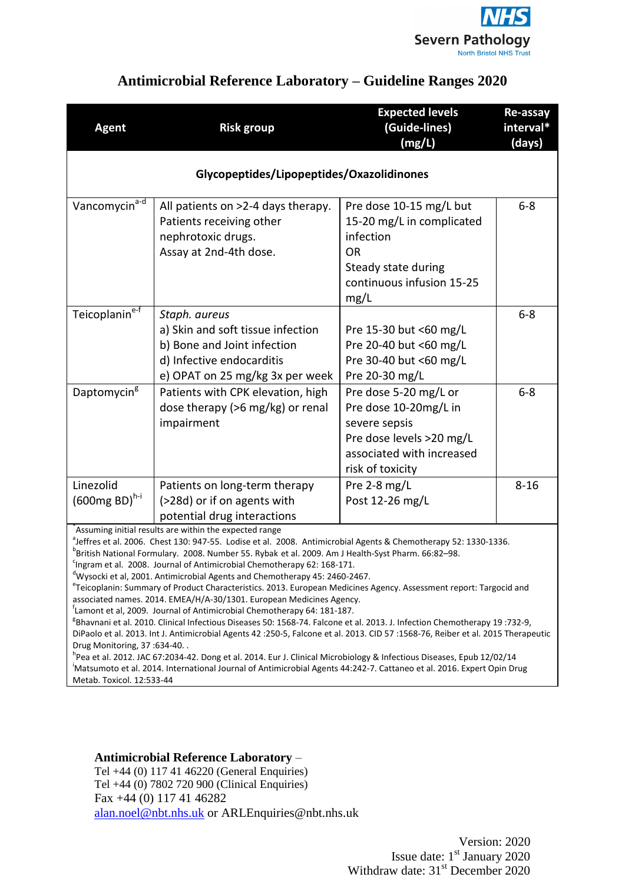NHS
Severn Pathology
North Bristol NHS Trust

# Antimicrobial Reference Laboratory – Guideline Ranges 2020

| Agent | Risk group | Expected levels (Guide-lines) (mg/L) | Re-assay interval* (days) |
|---|---|---|---|
| **Glycopeptides/Lipopeptides/Oxazolidinones** | | | |
| Vancomycin[a-d] | All patients on >2-4 days therapy. Patients receiving other nephrotoxic drugs. Assay at 2nd-4th dose. | Pre dose 10-15 mg/L but 15-20 mg/L in complicated infection OR Steady state during continuous infusion 15-25 mg/L | 6-8 |
| Teicoplanin[e-f] | *Staph. aureus* a) Skin and soft tissue infection b) Bone and Joint infection d) Infective endocarditis e) OPAT on 25 mg/kg 3x per week | Pre 15-30 but <60 mg/L Pre 20-40 but <60 mg/L Pre 30-40 but <60 mg/L Pre 20-30 mg/L | 6-8 |
| Daptomycin[g] | Patients with CPK elevation, high dose therapy (>6 mg/kg) or renal impairment | Pre dose 5-20 mg/L or Pre dose 10-20mg/L in severe sepsis Pre dose levels >20 mg/L associated with increased risk of toxicity | 6-8 |
| Linezolid (600mg BD)[h-i] | Patients on long-term therapy (>28d) or if on agents with potential drug interactions | Pre 2-8 mg/L Post 12-26 mg/L | 8-16 |

*Assuming initial results are within the expected range

[a]Jeffres et al. 2006. Chest 130: 947-55. Lodise et al. 2008. Antimicrobial Agents & Chemotherapy 52: 1330-1336.
[b]British National Formulary. 2008. Number 55. Rybak et al. 2009. Am J Health-Syst Pharm. 66:82–98.
[c]Ingram et al. 2008. Journal of Antimicrobial Chemotherapy 62: 168-171.
[d]Wysocki et al, 2001. Antimicrobial Agents and Chemotherapy 45: 2460-2467.
[e]Teicoplanin: Summary of Product Characteristics. 2013. European Medicines Agency. Assessment report: Targocid and associated names. 2014. EMEA/H/A-30/1301. European Medicines Agency.
[f]Lamont et al, 2009. Journal of Antimicrobial Chemotherapy 64: 181-187.
[g]Bhavnani et al. 2010. Clinical Infectious Diseases 50: 1568-74. Falcone et al. 2013. J. Infection Chemotherapy 19 :732-9, DiPaolo et al. 2013. Int J. Antimicrobial Agents 42 :250-5, Falcone et al. 2013. CID 57 :1568-76, Reiber et al. 2015 Therapeutic Drug Monitoring, 37 :634-40. .
[h]Pea et al. 2012. JAC 67:2034-42. Dong et al. 2014. Eur J. Clinical Microbiology & Infectious Diseases, Epub 12/02/14
[i]Matsumoto et al. 2014. International Journal of Antimicrobial Agents 44:242-7. Cattaneo et al. 2016. Expert Opin Drug Metab. Toxicol. 12:533-44

**Antimicrobial Reference Laboratory** –
Tel +44 (0) 117 41 46220 (General Enquiries)
Tel +44 (0) 7802 720 900 (Clinical Enquiries)
Fax +44 (0) 117 41 46282
alan.noel@nbt.nhs.uk or ARLEnquiries@nbt.nhs.uk

Version: 2020
Issue date: 1st January 2020
Withdraw date: 31st December 2020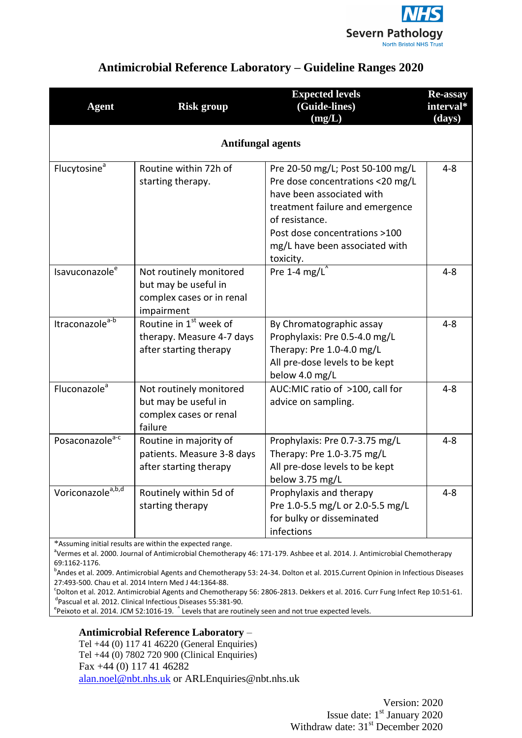# Antimicrobial Reference Laboratory – Guideline Ranges 2020

| Agent | Risk group | Expected levels (Guide-lines) (mg/L) | Re-assay interval* (days) |
|---|---|---|---|
| **Antifungal agents** | | | |
| Flucytosine[a] | Routine within 72h of starting therapy. | Pre 20-50 mg/L; Post 50-100 mg/L Pre dose concentrations <20 mg/L have been associated with treatment failure and emergence of resistance. Post dose concentrations >100 mg/L have been associated with toxicity. | 4-8 |
| Isavuconazole[e] | Not routinely monitored but may be useful in complex cases or in renal impairment | Pre 1-4 mg/L^ | 4-8 |
| Itraconazole[a-b] | Routine in 1st week of therapy. Measure 4-7 days after starting therapy | By Chromatographic assay Prophylaxis: Pre 0.5-4.0 mg/L Therapy: Pre 1.0-4.0 mg/L All pre-dose levels to be kept below 4.0 mg/L | 4-8 |
| Fluconazole[a] | Not routinely monitored but may be useful in complex cases or renal failure | AUC:MIC ratio of >100, call for advice on sampling. | 4-8 |
| Posaconazole[a-c] | Routine in majority of patients. Measure 3-8 days after starting therapy | Prophylaxis: Pre 0.7-3.75 mg/L Therapy: Pre 1.0-3.75 mg/L All pre-dose levels to be kept below 3.75 mg/L | 4-8 |
| Voriconazole[a,b,d] | Routinely within 5d of starting therapy | Prophylaxis and therapy Pre 1.0-5.5 mg/L or 2.0-5.5 mg/L for bulky or disseminated infections | 4-8 |

*Assuming initial results are within the expected range.

[a]Vermes et al. 2000. Journal of Antimicrobial Chemotherapy 46: 171-179. Ashbee et al. 2014. J. Antimicrobial Chemotherapy 69:1162-1176.

[b]Andes et al. 2009. Antimicrobial Agents and Chemotherapy 53: 24-34. Dolton et al. 2015.Current Opinion in Infectious Diseases 27:493-500. Chau et al. 2014 Intern Med J 44:1364-88.

[c]Dolton et al. 2012. Antimicrobial Agents and Chemotherapy 56: 2806-2813. Dekkers et al. 2016. Curr Fung Infect Rep 10:51-61.

[d]Pascual et al. 2012. Clinical Infectious Diseases 55:381-90.

[e]Peixoto et al. 2014. JCM 52:1016-19. ^ Levels that are routinely seen and not true expected levels.

**Antimicrobial Reference Laboratory** –
Tel +44 (0) 117 41 46220 (General Enquiries)
Tel +44 (0) 7802 720 900 (Clinical Enquiries)
Fax +44 (0) 117 41 46282
alan.noel@nbt.nhs.uk or ARLEnquiries@nbt.nhs.uk

Version: 2020
Issue date: 1st January 2020
Withdraw date: 31st December 2020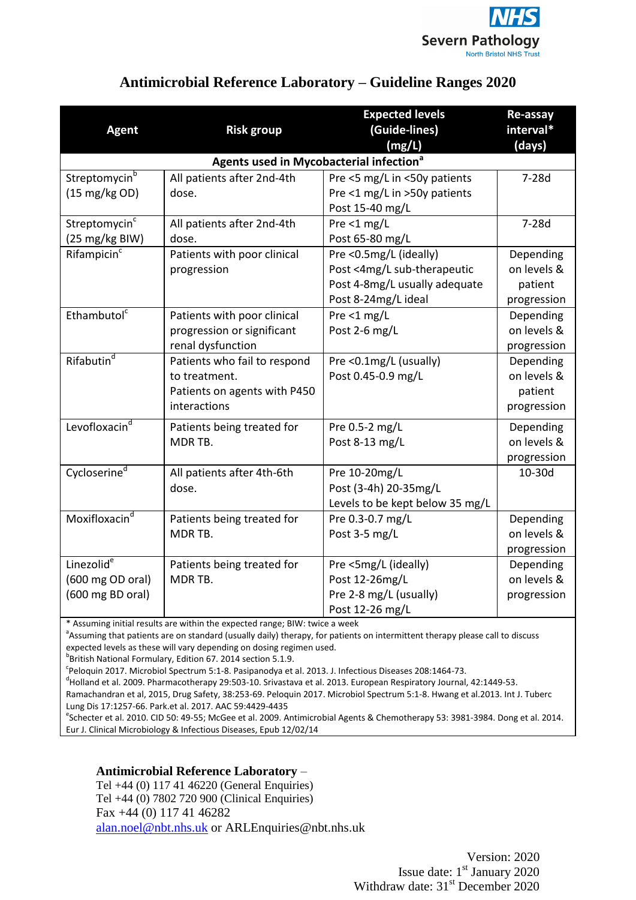NHS Severn Pathology
North Bristol NHS Trust

# Antimicrobial Reference Laboratory – Guideline Ranges 2020

| Agent | Risk group | Expected levels (Guide-lines) (mg/L) | Re-assay interval* (days) |
|---|---|---|---|
| **Agents used in Mycobacterial infection[a]** | | | |
| Streptomycin[b] (15 mg/kg OD) | All patients after 2nd-4th dose. | Pre <5 mg/L in <50y patients<br>Pre <1 mg/L in >50y patients<br>Post 15-40 mg/L | 7-28d |
| Streptomycin[c] (25 mg/kg BIW) | All patients after 2nd-4th dose. | Pre <1 mg/L<br>Post 65-80 mg/L | 7-28d |
| Rifampicin[c] | Patients with poor clinical progression | Pre <0.5mg/L (ideally)<br>Post <4mg/L sub-therapeutic<br>Post 4-8mg/L usually adequate<br>Post 8-24mg/L ideal | Depending on levels & patient progression |
| Ethambutol[c] | Patients with poor clinical progression or significant renal dysfunction | Pre <1 mg/L<br>Post 2-6 mg/L | Depending on levels & progression |
| Rifabutin[d] | Patients who fail to respond to treatment.<br>Patients on agents with P450 interactions | Pre <0.1mg/L (usually)<br>Post 0.45-0.9 mg/L | Depending on levels & patient progression |
| Levofloxacin[d] | Patients being treated for MDR TB. | Pre 0.5-2 mg/L<br>Post 8-13 mg/L | Depending on levels & progression |
| Cycloserine[d] | All patients after 4th-6th dose. | Pre 10-20mg/L<br>Post (3-4h) 20-35mg/L<br>Levels to be kept below 35 mg/L | 10-30d |
| Moxifloxacin[d] | Patients being treated for MDR TB. | Pre 0.3-0.7 mg/L<br>Post 3-5 mg/L | Depending on levels & progression |
| Linezolid[e] (600 mg OD oral) (600 mg BD oral) | Patients being treated for MDR TB. | Pre <5mg/L (ideally)<br>Post 12-26mg/L<br>Pre 2-8 mg/L (usually)<br>Post 12-26 mg/L | Depending on levels & progression |

* Assuming initial results are within the expected range; BIW: twice a week

[a]Assuming that patients are on standard (usually daily) therapy, for patients on intermittent therapy please call to discuss expected levels as these will vary depending on dosing regimen used.

[b]British National Formulary, Edition 67. 2014 section 5.1.9.

[c]Peloquin 2017. Microbiol Spectrum 5:1-8. Pasipanodya et al. 2013. J. Infectious Diseases 208:1464-73.

[d]Holland et al. 2009. Pharmacotherapy 29:503-10. Srivastava et al. 2013. European Respiratory Journal, 42:1449-53. Ramachandran et al, 2015, Drug Safety, 38:253-69. Peloquin 2017. Microbiol Spectrum 5:1-8. Hwang et al.2013. Int J. Tuberc Lung Dis 17:1257-66. Park.et al. 2017. AAC 59:4429-4435

[e]Schecter et al. 2010. CID 50: 49-55; McGee et al. 2009. Antimicrobial Agents & Chemotherapy 53: 3981-3984. Dong et al. 2014. Eur J. Clinical Microbiology & Infectious Diseases, Epub 12/02/14

**Antimicrobial Reference Laboratory** –
Tel +44 (0) 117 41 46220 (General Enquiries)
Tel +44 (0) 7802 720 900 (Clinical Enquiries)
Fax +44 (0) 117 41 46282
alan.noel@nbt.nhs.uk or ARLEnquiries@nbt.nhs.uk

Version: 2020
Issue date: 1st January 2020
Withdraw date: 31st December 2020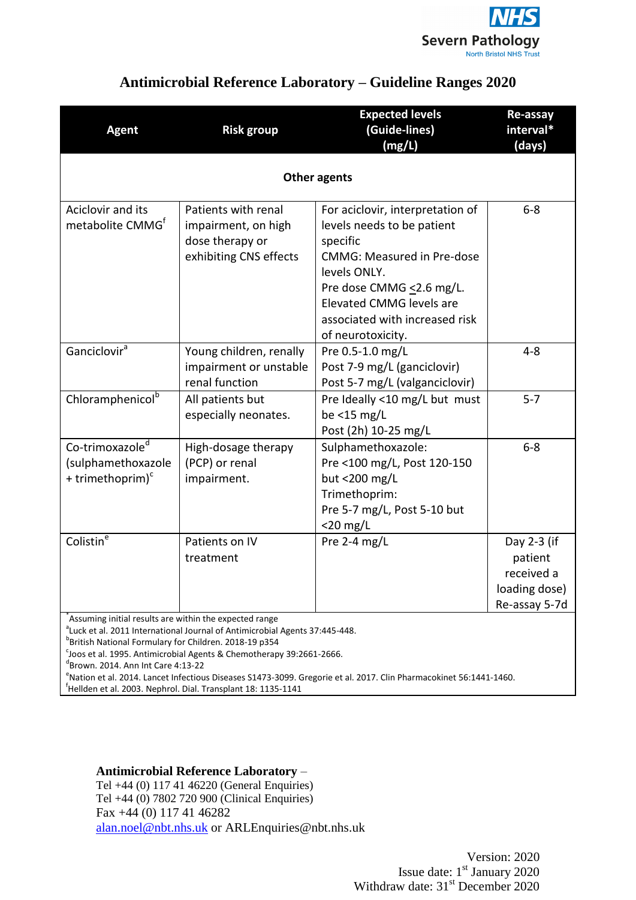# Antimicrobial Reference Laboratory – Guideline Ranges 2020

| Agent | Risk group | Expected levels (Guide-lines) (mg/L) | Re-assay interval* (days) |
|---|---|---|---|
| **Other agents** | | | |
| Aciclovir and its metabolite CMMG[f] | Patients with renal impairment, on high dose therapy or exhibiting CNS effects | For aciclovir, interpretation of levels needs to be patient specific<br>CMMG: Measured in Pre-dose levels ONLY.<br>Pre dose CMMG $\leq$2.6 mg/L. Elevated CMMG levels are associated with increased risk of neurotoxicity. | 6-8 |
| Ganciclovir[a] | Young children, renally impairment or unstable renal function | Pre 0.5-1.0 mg/L<br>Post 7-9 mg/L (ganciclovir)<br>Post 5-7 mg/L (valganciclovir) | 4-8 |
| Chloramphenicol[b] | All patients but especially neonates. | Pre Ideally <10 mg/L but must be <15 mg/L<br>Post (2h) 10-25 mg/L | 5-7 |
| Co-trimoxazole[d] (sulphamethoxazole + trimethoprim)[c] | High-dosage therapy (PCP) or renal impairment. | Sulphamethoxazole:<br>Pre <100 mg/L, Post 120-150 but <200 mg/L<br>Trimethoprim:<br>Pre 5-7 mg/L, Post 5-10 but <20 mg/L | 6-8 |
| Colistin[e] | Patients on IV treatment | Pre 2-4 mg/L | Day 2-3 (if patient received a loading dose) Re-assay 5-7d |

[*]Assuming initial results are within the expected range
[a]Luck et al. 2011 International Journal of Antimicrobial Agents 37:445-448.
[b]British National Formulary for Children. 2018-19 p354
[c]Joos et al. 1995. Antimicrobial Agents & Chemotherapy 39:2661-2666.
[d]Brown. 2014. Ann Int Care 4:13-22
[e]Nation et al. 2014. Lancet Infectious Diseases S1473-3099. Gregorie et al. 2017. Clin Pharmacokinet 56:1441-1460.
[f]Hellden et al. 2003. Nephrol. Dial. Transplant 18: 1135-1141

**Antimicrobial Reference Laboratory** –
Tel +44 (0) 117 41 46220 (General Enquiries)
Tel +44 (0) 7802 720 900 (Clinical Enquiries)
Fax +44 (0) 117 41 46282
alan.noel@nbt.nhs.uk or ARLEnquiries@nbt.nhs.uk

Version: 2020
Issue date: 1st January 2020
Withdraw date: 31st December 2020